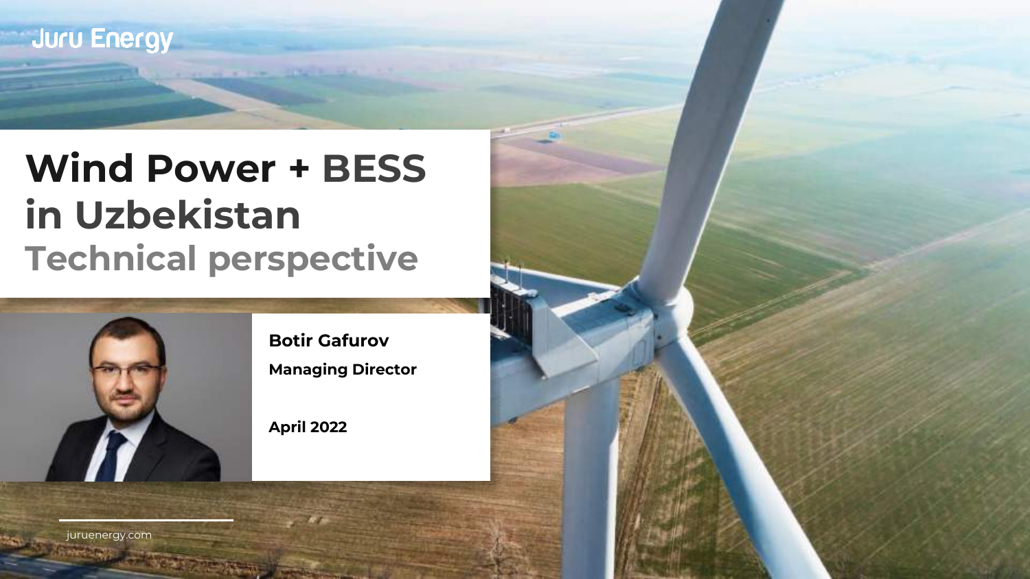Juru Energy

# Wind Power + BESS in Uzbekistan

## Technical perspective

**Botir Gafurov**

**Managing Director**

**April 2022**

juruenergy.com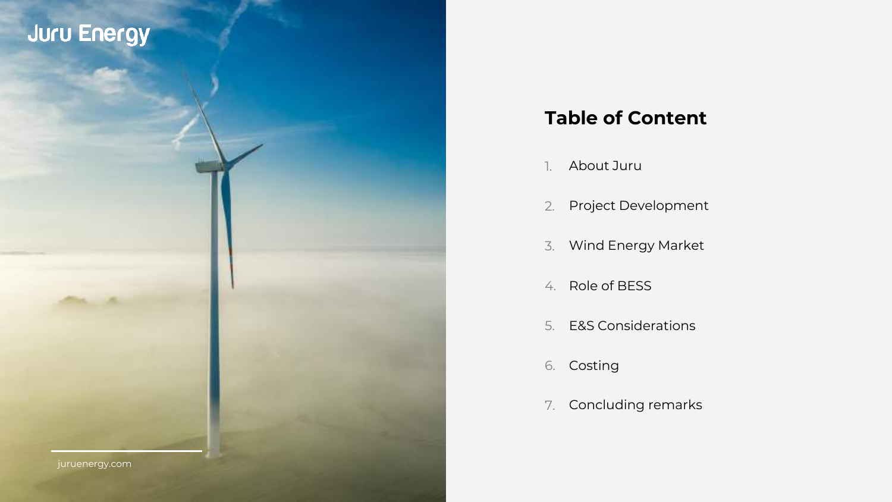Juru Energy

## Table of Content

1. About Juru
2. Project Development
3. Wind Energy Market
4. Role of BESS
5. E&S Considerations
6. Costing
7. Concluding remarks

juruenergy.com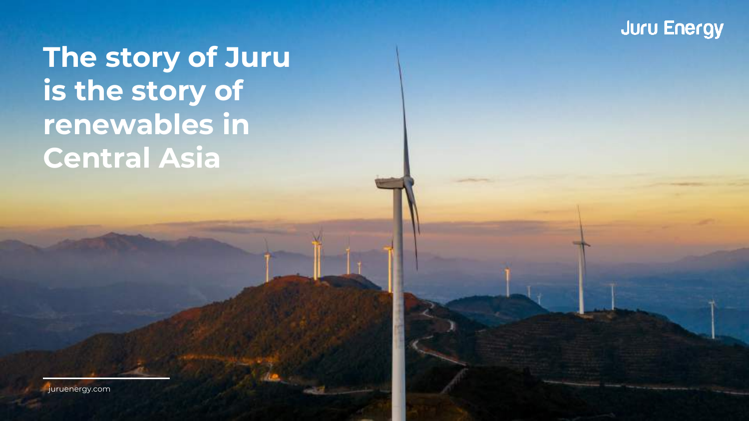Juru Energy

# The story of Juru is the story of renewables in Central Asia

juruenergy.com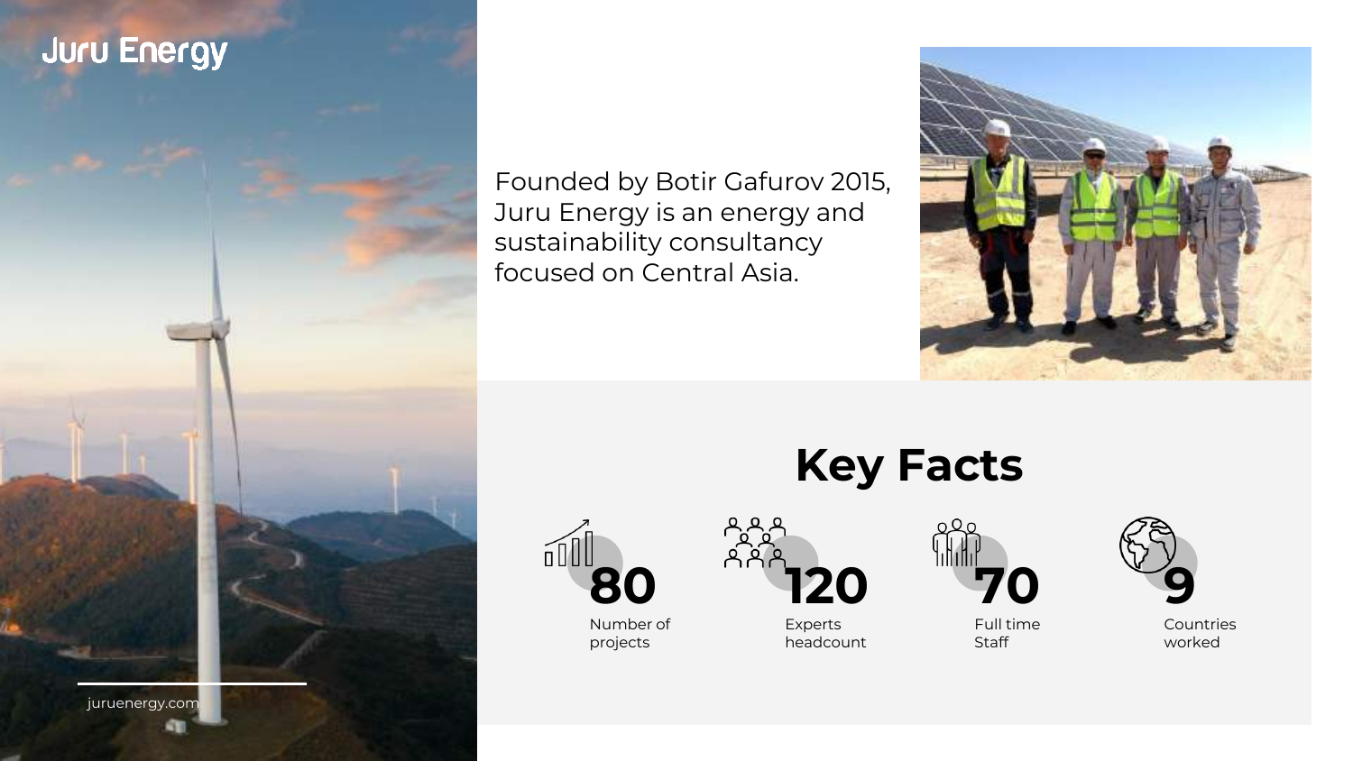Juru Energy

Founded by Botir Gafurov 2015, Juru Energy is an energy and sustainability consultancy focused on Central Asia.

## Key Facts

**80**
Number of projects

**120**
Experts headcount

**70**
Full time Staff

**9**
Countries worked

juruenergy.com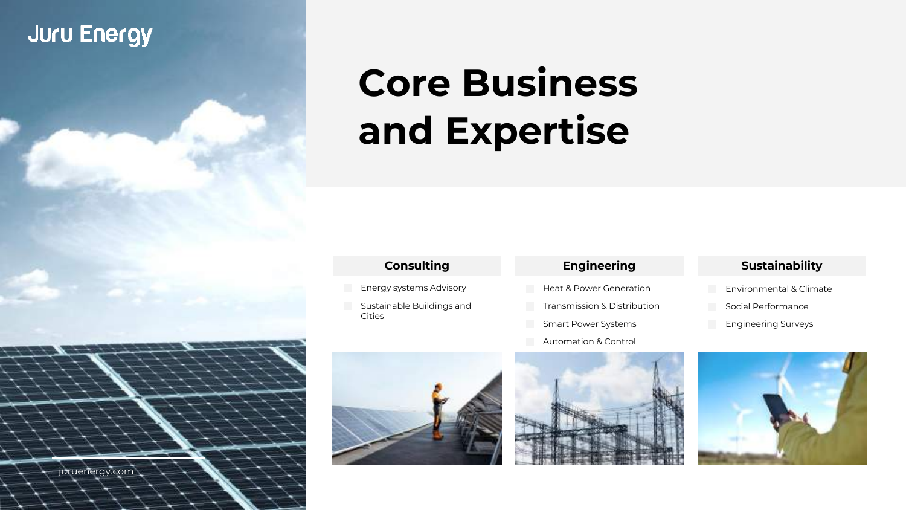Juru Energy

# Core Business and Expertise

### Consulting

- Energy systems Advisory
- Sustainable Buildings and Cities

### Engineering

- Heat & Power Generation
- Transmission & Distribution
- Smart Power Systems
- Automation & Control

### Sustainability

- Environmental & Climate
- Social Performance
- Engineering Surveys

juruenergy.com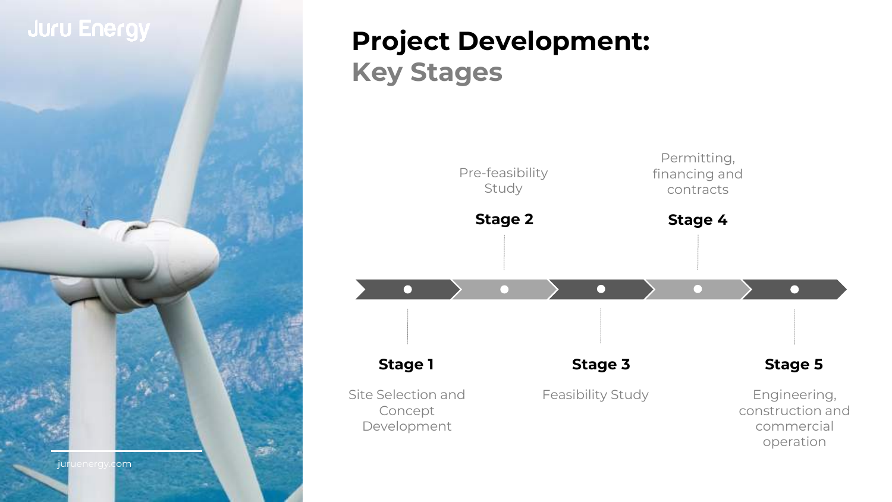Juru Energy

# Project Development: Key Stages

**Stage 1**
Site Selection and Concept Development

**Stage 2**
Pre-feasibility Study

**Stage 3**
Feasibility Study

**Stage 4**
Permitting, financing and contracts

**Stage 5**
Engineering, construction and commercial operation

juruenergy.com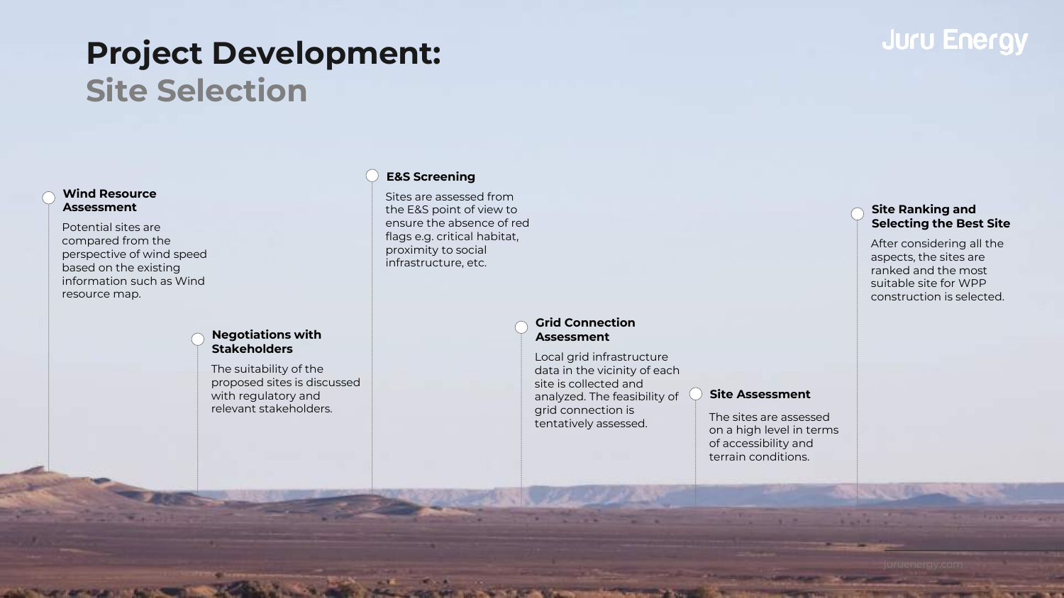# Project Development:
## Site Selection

Juru Energy

### Wind Resource Assessment

Potential sites are compared from the perspective of wind speed based on the existing information such as Wind resource map.

### Negotiations with Stakeholders

The suitability of the proposed sites is discussed with regulatory and relevant stakeholders.

### E&S Screening

Sites are assessed from the E&S point of view to ensure the absence of red flags e.g. critical habitat, proximity to social infrastructure, etc.

### Grid Connection Assessment

Local grid infrastructure data in the vicinity of each site is collected and analyzed. The feasibility of grid connection is tentatively assessed.

### Site Assessment

The sites are assessed on a high level in terms of accessibility and terrain conditions.

### Site Ranking and Selecting the Best Site

After considering all the aspects, the sites are ranked and the most suitable site for WPP construction is selected.

juruenergy.com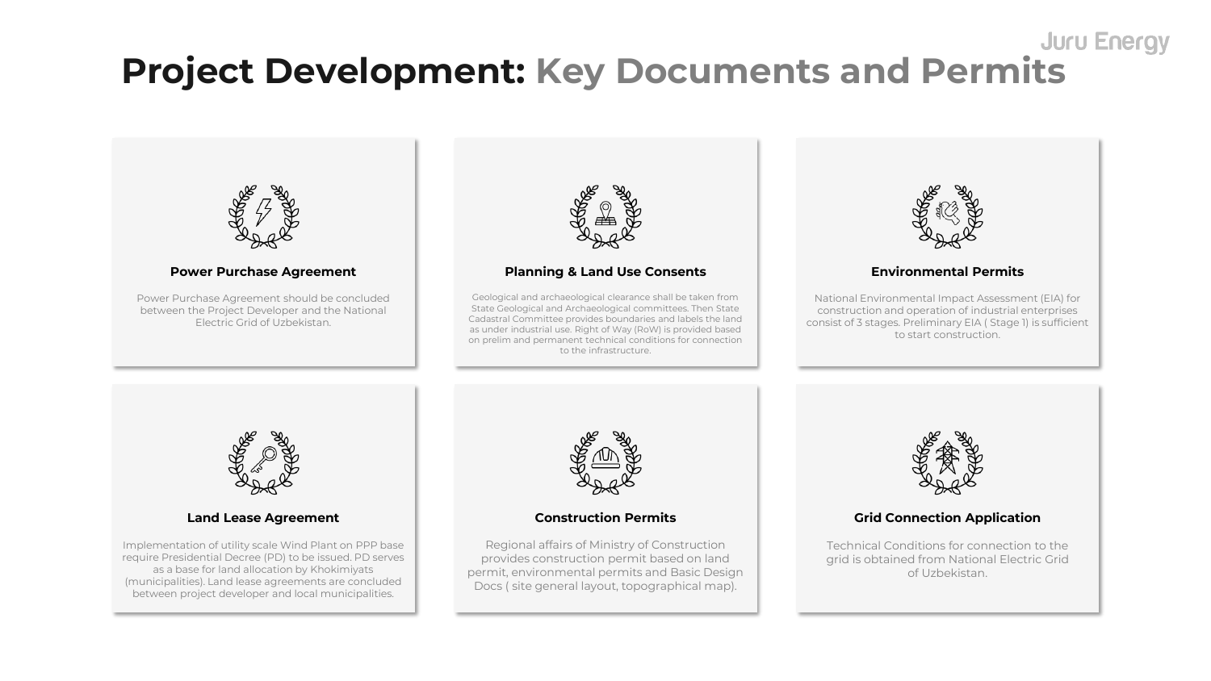# Project Development: Key Documents and Permits

### Power Purchase Agreement

Power Purchase Agreement should be concluded between the Project Developer and the National Electric Grid of Uzbekistan.

### Planning & Land Use Consents

Geological and archaeological clearance shall be taken from State Geological and Archaeological committees. Then State Cadastral Committee provides boundaries and labels the land as under industrial use. Right of Way (RoW) is provided based on prelim and permanent technical conditions for connection to the infrastructure.

### Environmental Permits

National Environmental Impact Assessment (EIA) for construction and operation of industrial enterprises consist of 3 stages. Preliminary EIA ( Stage 1) is sufficient to start construction.

### Land Lease Agreement

Implementation of utility scale Wind Plant on PPP base require Presidential Decree (PD) to be issued. PD serves as a base for land allocation by Khokimiyats (municipalities). Land lease agreements are concluded between project developer and local municipalities.

### Construction Permits

Regional affairs of Ministry of Construction provides construction permit based on land permit, environmental permits and Basic Design Docs ( site general layout, topographical map).

### Grid Connection Application

Technical Conditions for connection to the grid is obtained from National Electric Grid of Uzbekistan.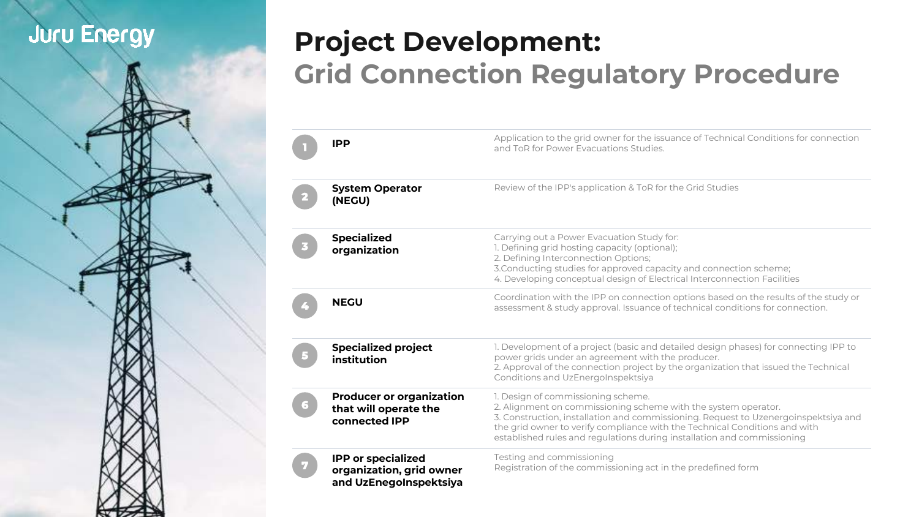Juru Energy

# Project Development:
## Grid Connection Regulatory Procedure

| # | Entity | Action |
|---|---|---|
| 1 | **IPP** | Application to the grid owner for the issuance of Technical Conditions for connection and ToR for Power Evacuations Studies. |
| 2 | **System Operator (NEGU)** | Review of the IPP's application & ToR for the Grid Studies |
| 3 | **Specialized organization** | Carrying out a Power Evacuation Study for:<br>1. Defining grid hosting capacity (optional);<br>2. Defining Interconnection Options;<br>3.Conducting studies for approved capacity and connection scheme;<br>4. Developing conceptual design of Electrical Interconnection Facilities |
| 4 | **NEGU** | Coordination with the IPP on connection options based on the results of the study or assessment & study approval. Issuance of technical conditions for connection. |
| 5 | **Specialized project institution** | 1. Development of a project (basic and detailed design phases) for connecting IPP to power grids under an agreement with the producer.<br>2. Approval of the connection project by the organization that issued the Technical Conditions and UzEnergoInspektsiya |
| 6 | **Producer or organization that will operate the connected IPP** | 1. Design of commissioning scheme.<br>2. Alignment on commissioning scheme with the system operator.<br>3. Construction, installation and commissioning. Request to Uzenergoinspektsiya and the grid owner to verify compliance with the Technical Conditions and with established rules and regulations during installation and commissioning |
| 7 | **IPP or specialized organization, grid owner and UzEnegoInspektsiya** | Testing and commissioning<br>Registration of the commissioning act in the predefined form |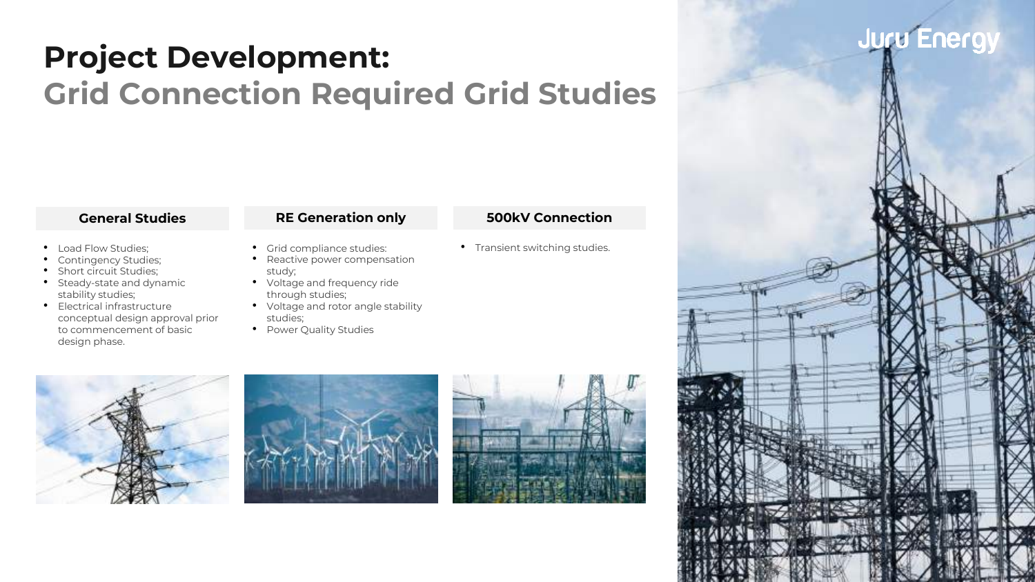# Project Development:
## Grid Connection Required Grid Studies

### General Studies

- Load Flow Studies;
- Contingency Studies;
- Short circuit Studies;
- Steady-state and dynamic stability studies;
- Electrical infrastructure conceptual design approval prior to commencement of basic design phase.

### RE Generation only

- Grid compliance studies:
- Reactive power compensation study;
- Voltage and frequency ride through studies;
- Voltage and rotor angle stability studies;
- Power Quality Studies

### 500kV Connection

- Transient switching studies.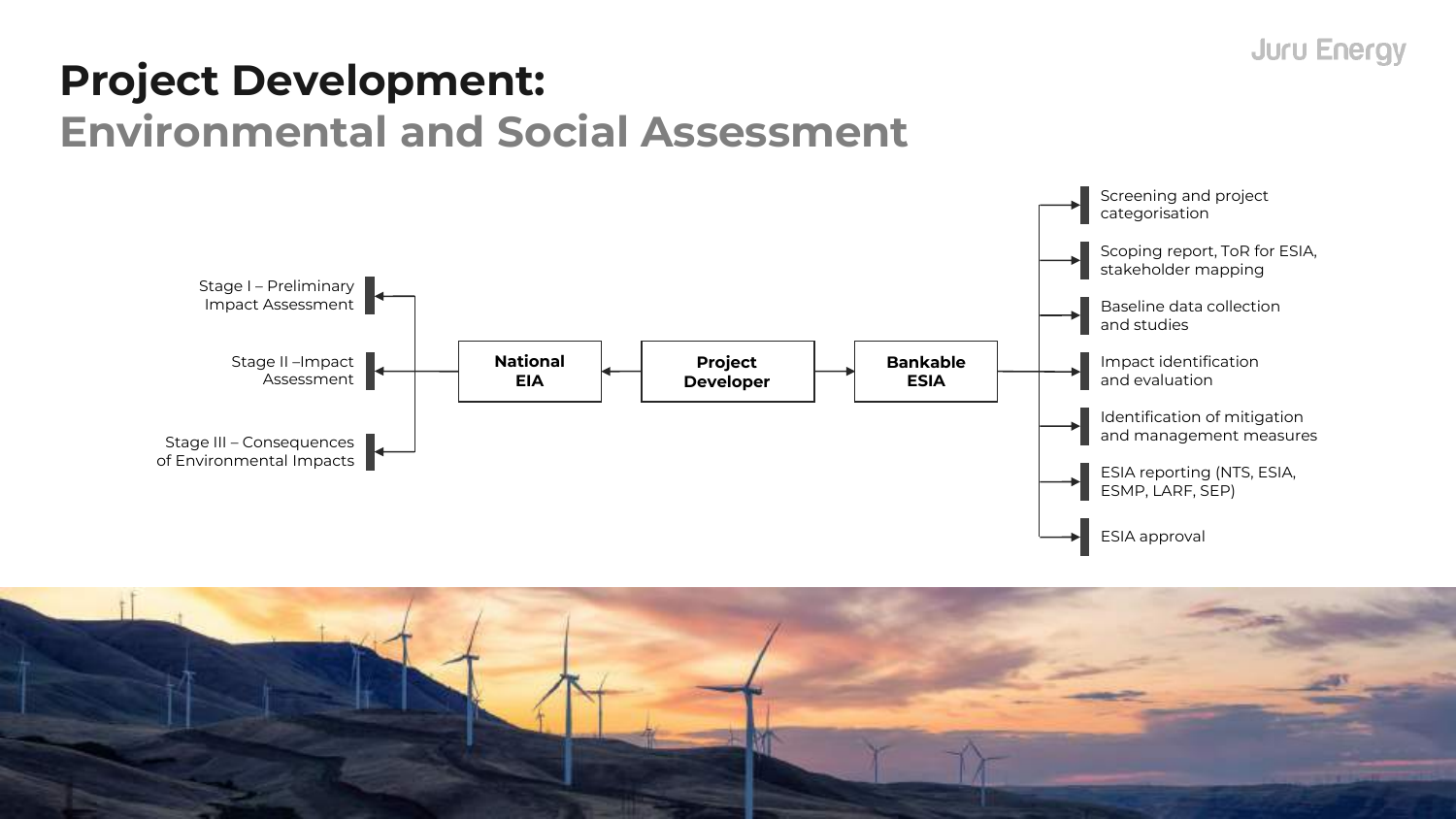# Project Development:
## Environmental and Social Assessment

**Project Developer**

- **National EIA**
  - Stage I – Preliminary Impact Assessment
  - Stage II –Impact Assessment
  - Stage III – Consequences of Environmental Impacts
- **Bankable ESIA**
  - Screening and project categorisation
  - Scoping report, ToR for ESIA, stakeholder mapping
  - Baseline data collection and studies
  - Impact identification and evaluation
  - Identification of mitigation and management measures
  - ESIA reporting (NTS, ESIA, ESMP, LARF, SEP)
  - ESIA approval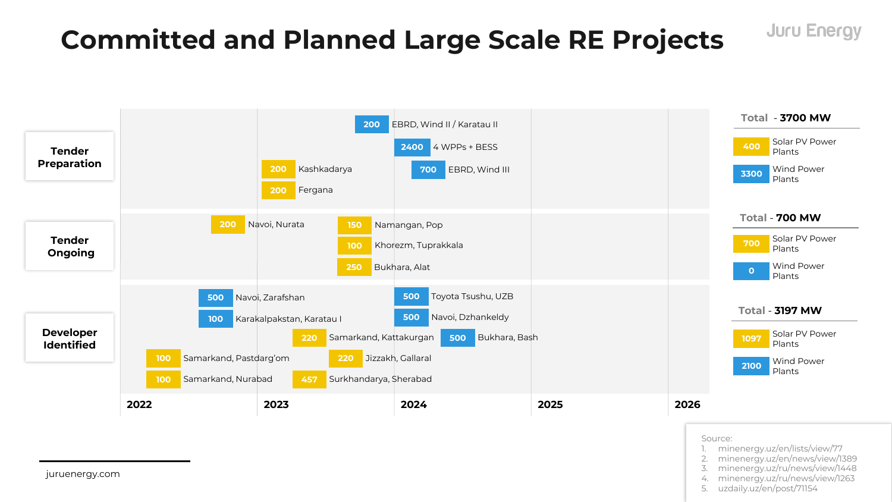# Committed and Planned Large Scale RE Projects

Juru Energy

| Stage | Capacity (MW) | Type | Project | Approx. timing |
|---|---|---|---|---|
| Tender Preparation | 200 | Wind | EBRD, Wind II / Karatau II | 2023–2024 |
| Tender Preparation | 2400 | Wind | 4 WPPs + BESS | 2024 |
| Tender Preparation | 200 | Solar PV | Kashkadarya | 2023 |
| Tender Preparation | 700 | Wind | EBRD, Wind III | 2024 |
| Tender Preparation | 200 | Solar PV | Fergana | 2023 |
| Tender Ongoing | 200 | Solar PV | Navoi, Nurata | 2022–2023 |
| Tender Ongoing | 150 | Solar PV | Namangan, Pop | 2023 |
| Tender Ongoing | 100 | Solar PV | Khorezm, Tuprakkala | 2023 |
| Tender Ongoing | 250 | Solar PV | Bukhara, Alat | 2023 |
| Developer Identified | 500 | Wind | Navoi, Zarafshan | 2022 |
| Developer Identified | 500 | Wind | Toyota Tsushu, UZB | 2024 |
| Developer Identified | 100 | Wind | Karakalpakstan, Karatau I | 2022 |
| Developer Identified | 500 | Wind | Navoi, Dzhankeldy | 2024 |
| Developer Identified | 220 | Solar PV | Samarkand, Kattakurgan | 2023 |
| Developer Identified | 500 | Wind | Bukhara, Bash | 2024 |
| Developer Identified | 100 | Solar PV | Samarkand, Pastdarg'om | 2022 |
| Developer Identified | 220 | Solar PV | Jizzakh, Gallaral | 2023 |
| Developer Identified | 100 | Solar PV | Samarkand, Nurabad | 2022 |
| Developer Identified | 457 | Solar PV | Surkhandarya, Sherabad | 2023 |

Timeline: 2022 | 2023 | 2024 | 2025 | 2026

**Tender Preparation — Total - 3700 MW**
- 400 Solar PV Power Plants
- 3300 Wind Power Plants

**Tender Ongoing — Total - 700 MW**
- 700 Solar PV Power Plants
- 0 Wind Power Plants

**Developer Identified — Total - 3197 MW**
- 1097 Solar PV Power Plants
- 2100 Wind Power Plants

Source:
1. minenergy.uz/en/lists/view/77
2. minenergy.uz/en/news/view/1389
3. minenergy.uz/ru/news/view/1448
4. minenergy.uz/ru/news/view/1263
5. uzdaily.uz/en/post/71154

juruenergy.com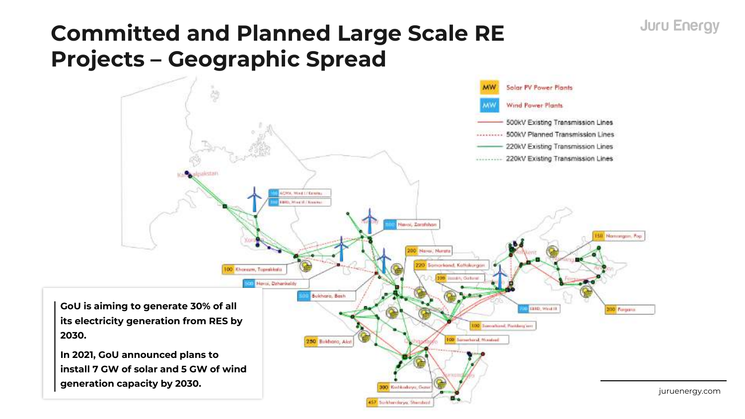# Committed and Planned Large Scale RE Projects – Geographic Spread

GoU is aiming to generate 30% of all its electricity generation from RES by 2030.

In 2021, GoU announced plans to install 7 GW of solar and 5 GW of wind generation capacity by 2030.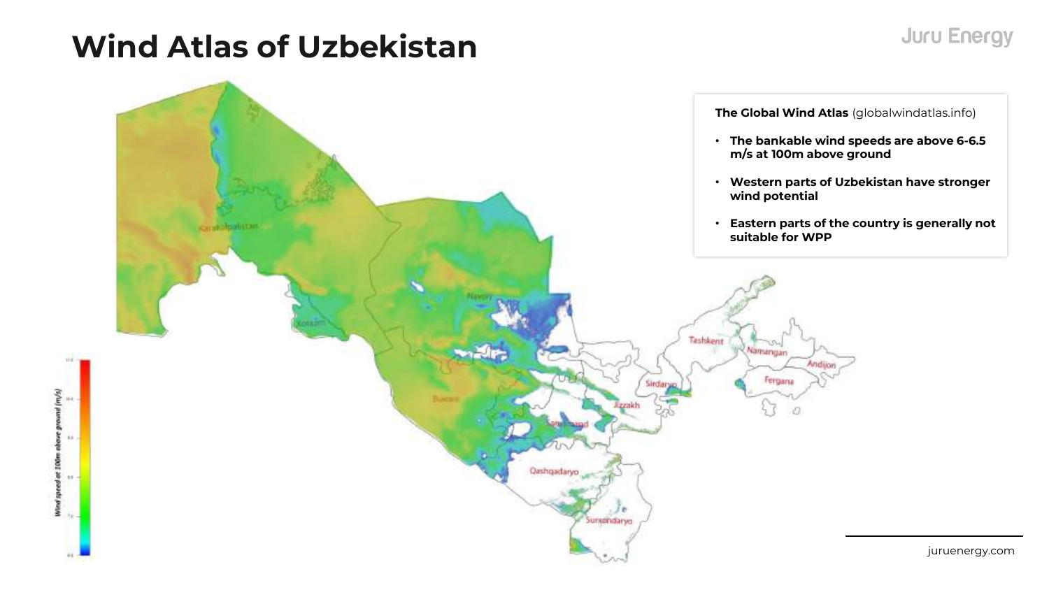# Wind Atlas of Uzbekistan

**The Global Wind Atlas** (globalwindatlas.info)

- **The bankable wind speeds are above 6-6.5 m/s at 100m above ground**
- **Western parts of Uzbekistan have stronger wind potential**
- **Eastern parts of the country is generally not suitable for WPP**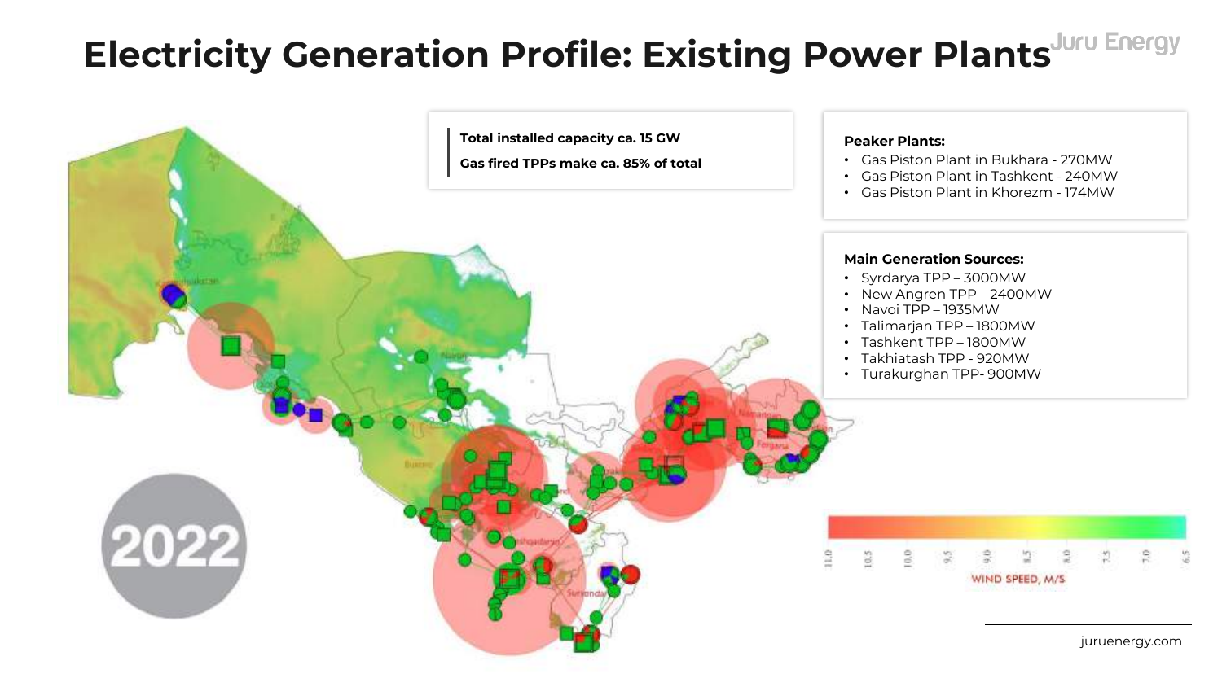# Electricity Generation Profile: Existing Power Plants

**Total installed capacity ca. 15 GW**

**Gas fired TPPs make ca. 85% of total**

**Peaker Plants:**

- Gas Piston Plant in Bukhara - 270MW
- Gas Piston Plant in Tashkent - 240MW
- Gas Piston Plant in Khorezm - 174MW

**Main Generation Sources:**

- Syrdarya TPP – 3000MW
- New Angren TPP – 2400MW
- Navoi TPP – 1935MW
- Talimarjan TPP – 1800MW
- Tashkent TPP – 1800MW
- Takhiatash TPP - 920MW
- Turakurghan TPP- 900MW

2022

WIND SPEED, M/S

11.0 10.5 10.0 9.5 9.0 8.5 8.0 7.5 7.0 6.5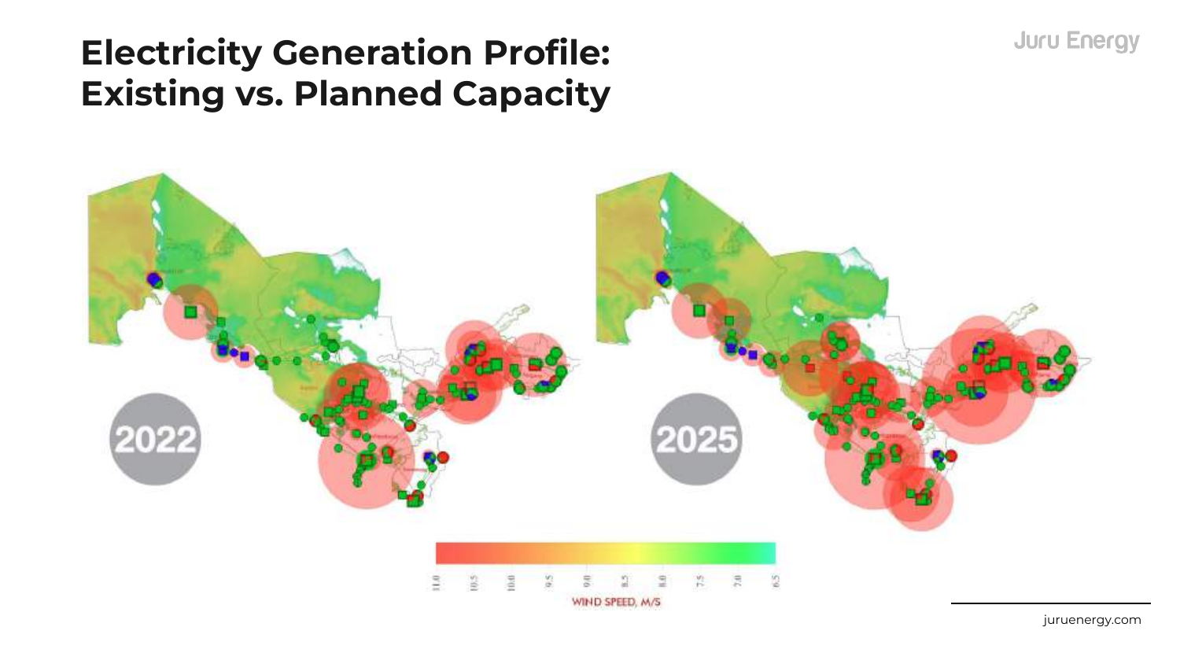# Electricity Generation Profile: Existing vs. Planned Capacity

2022

2025

11.0 10.5 10.0 9.5 9.0 8.5 8.0 7.5 7.0 6.5

WIND SPEED, M/S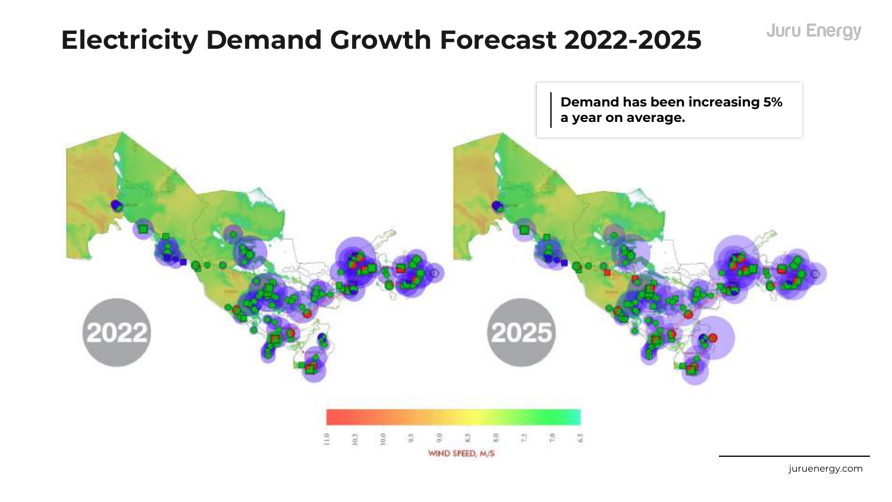# Electricity Demand Growth Forecast 2022-2025

Demand has been increasing 5% a year on average.

2022

2025

11.0 10.5 10.0 9.5 9.0 8.5 8.0 7.5 7.0 6.5

WIND SPEED, M/S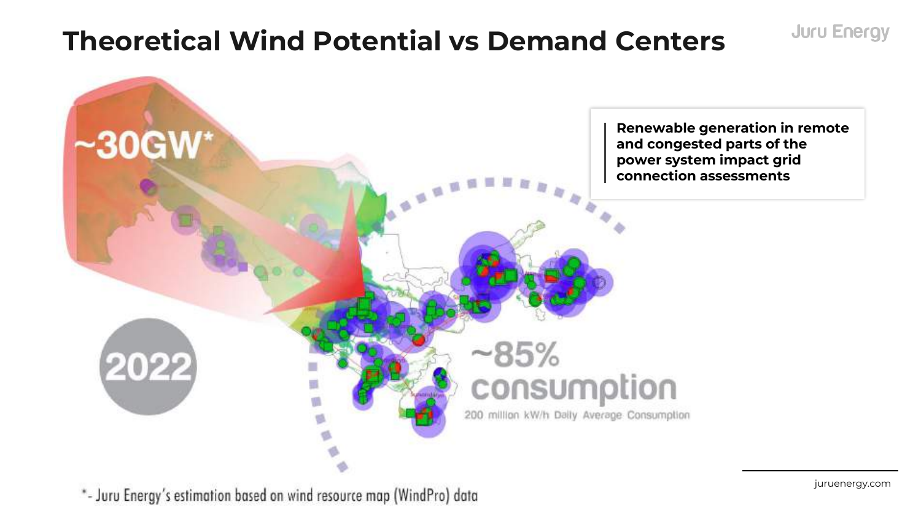# Theoretical Wind Potential vs Demand Centers

~30GW*

2022

~85% consumption

200 million kW/h Daily Average Consumption

**Renewable generation in remote and congested parts of the power system impact grid connection assessments**

*- Juru Energy's estimation based on wind resource map (WindPro) data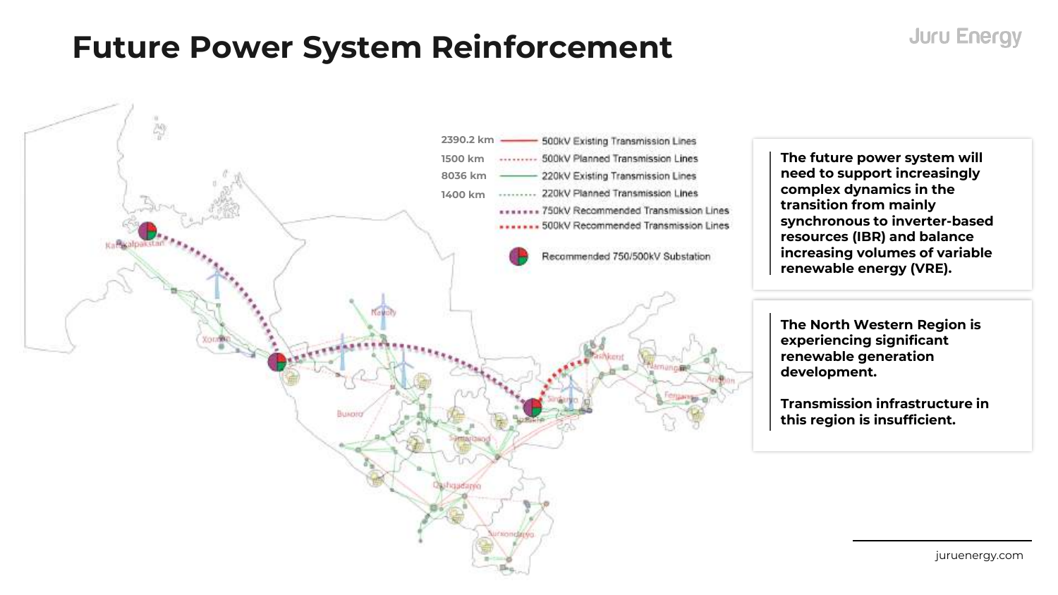# Future Power System Reinforcement

| Length | Line type |
|---|---|
| 2390.2 km | 500kV Existing Transmission Lines |
| 1500 km | 500kV Planned Transmission Lines |
| 8036 km | 220kV Existing Transmission Lines |
| 1400 km | 220kV Planned Transmission Lines |
| | 750kV Recommended Transmission Lines |
| | 500kV Recommended Transmission Lines |
| | Recommended 750/500kV Substation |

Qoraqalpakstan, Xorazm, Navoiy, Buxoro, Samarqand, Qashqadaryo, Surxondaryo, Toshkent, Sirdaryo, Jizzakh, Namangan, Fergana, Andijon

**The future power system will need to support increasingly complex dynamics in the transition from mainly synchronous to inverter-based resources (IBR) and balance increasing volumes of variable renewable energy (VRE).**

**The North Western Region is experiencing significant renewable generation development.**

**Transmission infrastructure in this region is insufficient.**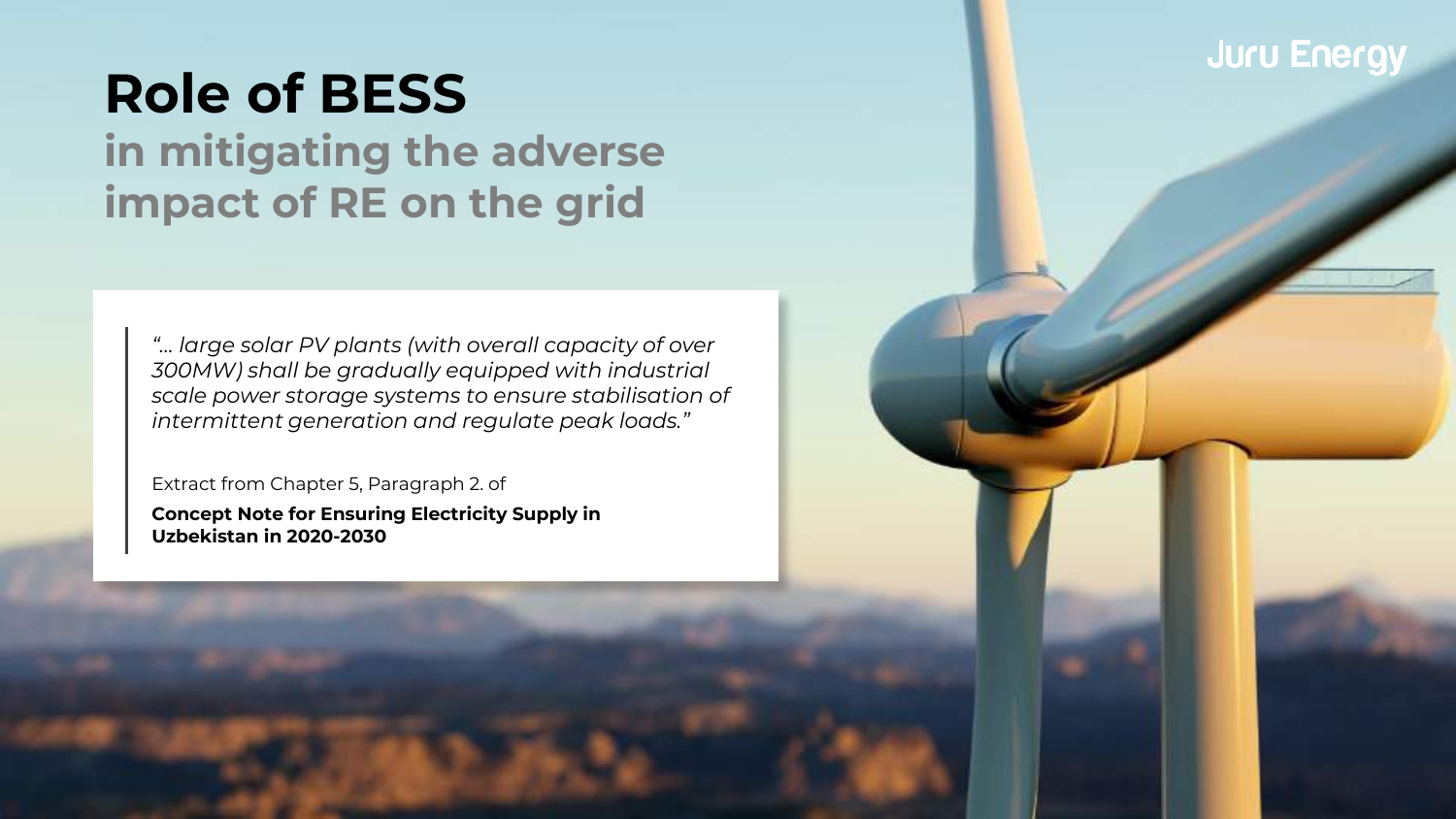# Role of BESS

## in mitigating the adverse impact of RE on the grid

> *"... large solar PV plants (with overall capacity of over 300MW) shall be gradually equipped with industrial scale power storage systems to ensure stabilisation of intermittent generation and regulate peak loads."*
>
> Extract from Chapter 5, Paragraph 2. of
>
> **Concept Note for Ensuring Electricity Supply in Uzbekistan in 2020-2030**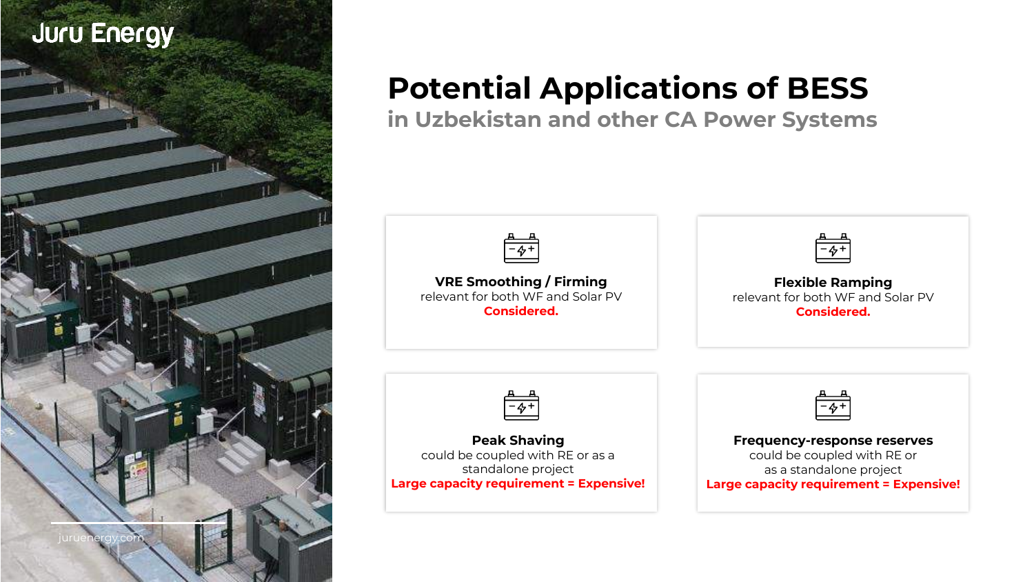Juru Energy

# Potential Applications of BESS

## in Uzbekistan and other CA Power Systems

### VRE Smoothing / Firming

relevant for both WF and Solar PV

**Considered.**

### Flexible Ramping

relevant for both WF and Solar PV

**Considered.**

### Peak Shaving

could be coupled with RE or as a standalone project

**Large capacity requirement = Expensive!**

### Frequency-response reserves

could be coupled with RE or as a standalone project

**Large capacity requirement = Expensive!**

juruenergy.com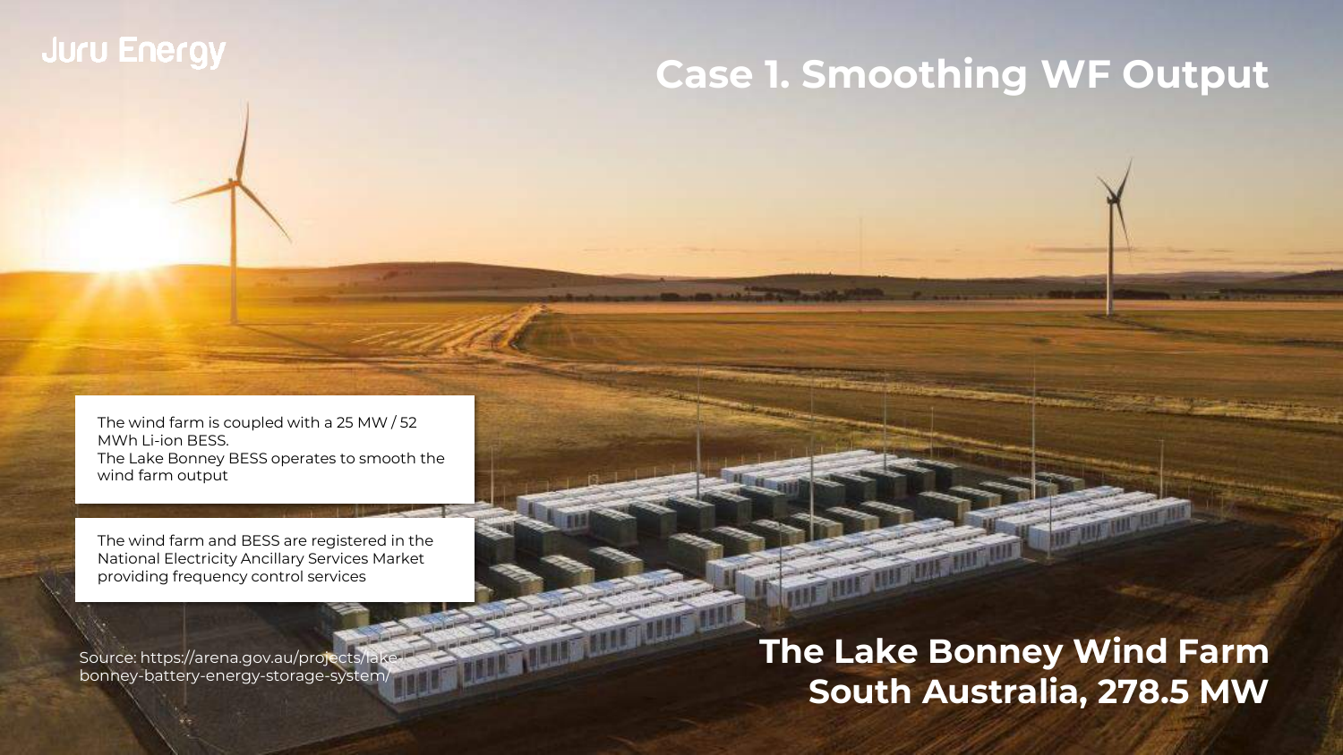# Case 1. Smoothing WF Output

The wind farm is coupled with a 25 MW / 52 MWh Li-ion BESS.
The Lake Bonney BESS operates to smooth the wind farm output

The wind farm and BESS are registered in the National Electricity Ancillary Services Market providing frequency control services

Source: https://arena.gov.au/projects/lake-bonney-battery-energy-storage-system/

## The Lake Bonney Wind Farm South Australia, 278.5 MW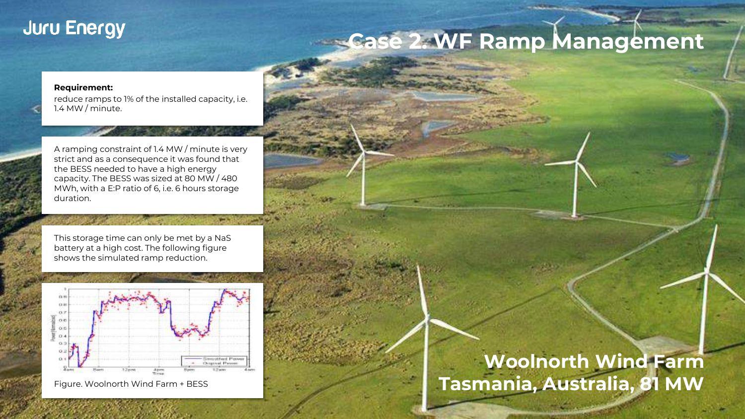# Case 2. WF Ramp Management

**Requirement:**
reduce ramps to 1% of the installed capacity, i.e. 1.4 MW / minute.

A ramping constraint of 1.4 MW / minute is very strict and as a consequence it was found that the BESS needed to have a high energy capacity. The BESS was sized at 80 MW / 480 MWh, with a E:P ratio of 6, i.e. 6 hours storage duration.

This storage time can only be met by a NaS battery at a high cost. The following figure shows the simulated ramp reduction.

Figure. Woolnorth Wind Farm + BESS

## Woolnorth Wind Farm
## Tasmania, Australia, 81 MW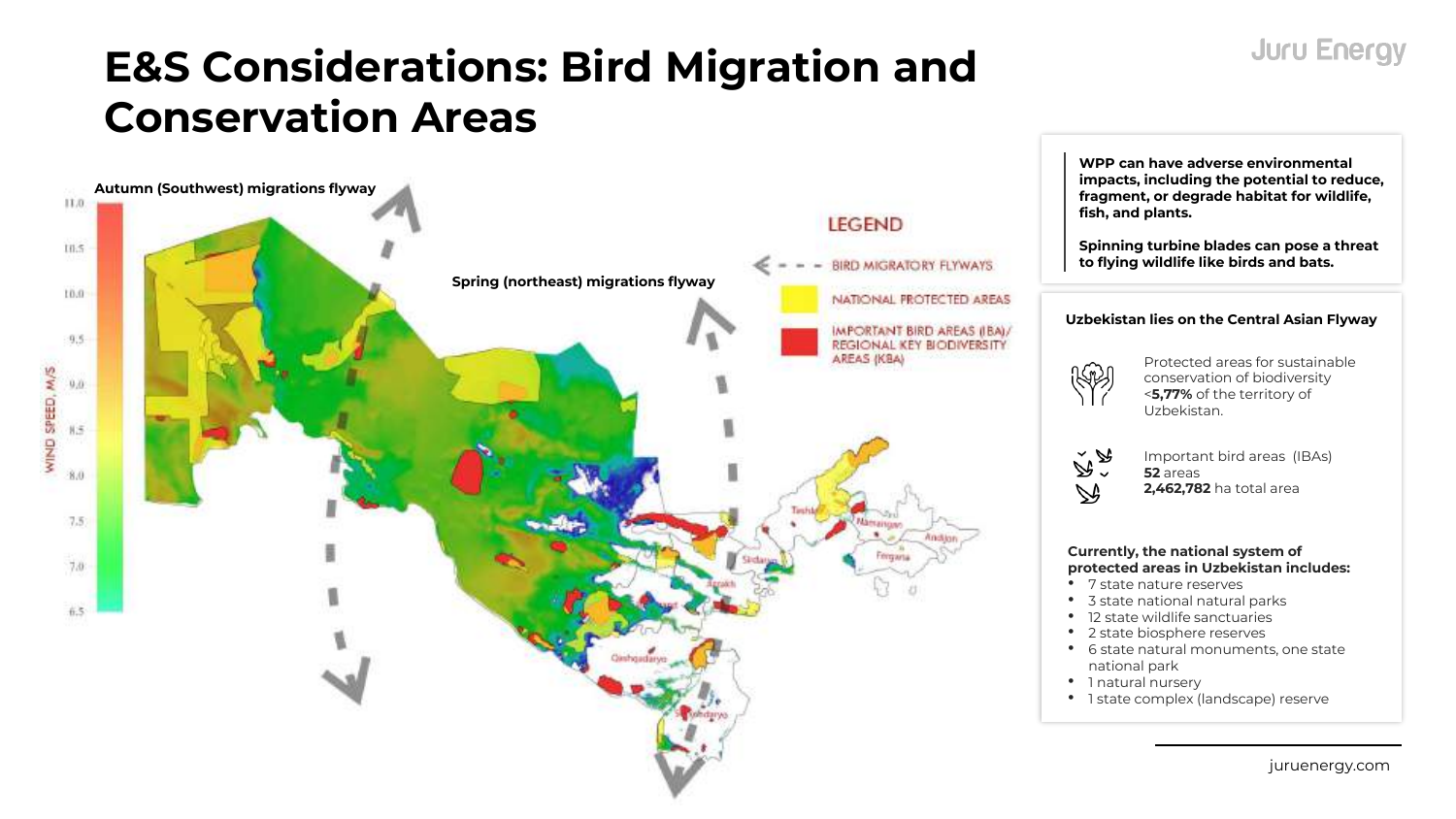# E&S Considerations: Bird Migration and Conservation Areas

Autumn (Southwest) migrations flyway

Spring (northeast) migrations flyway

LEGEND

- BIRD MIGRATORY FLYWAYS
- NATIONAL PROTECTED AREAS
- IMPORTANT BIRD AREAS (IBA)/ REGIONAL KEY BIODIVERSITY AREAS (KBA)

WIND SPEED, M/S: 11.0, 10.5, 10.0, 9.5, 9.0, 8.5, 8.0, 7.5, 7.0, 6.5

**WPP can have adverse environmental impacts, including the potential to reduce, fragment, or degrade habitat for wildlife, fish, and plants.**

**Spinning turbine blades can pose a threat to flying wildlife like birds and bats.**

**Uzbekistan lies on the Central Asian Flyway**

Protected areas for sustainable conservation of biodiversity <**5,77%** of the territory of Uzbekistan.

Important bird areas (IBAs)
**52** areas
**2,462,782** ha total area

**Currently, the national system of protected areas in Uzbekistan includes:**

- 7 state nature reserves
- 3 state national natural parks
- 12 state wildlife sanctuaries
- 2 state biosphere reserves
- 6 state natural monuments, one state national park
- 1 natural nursery
- 1 state complex (landscape) reserve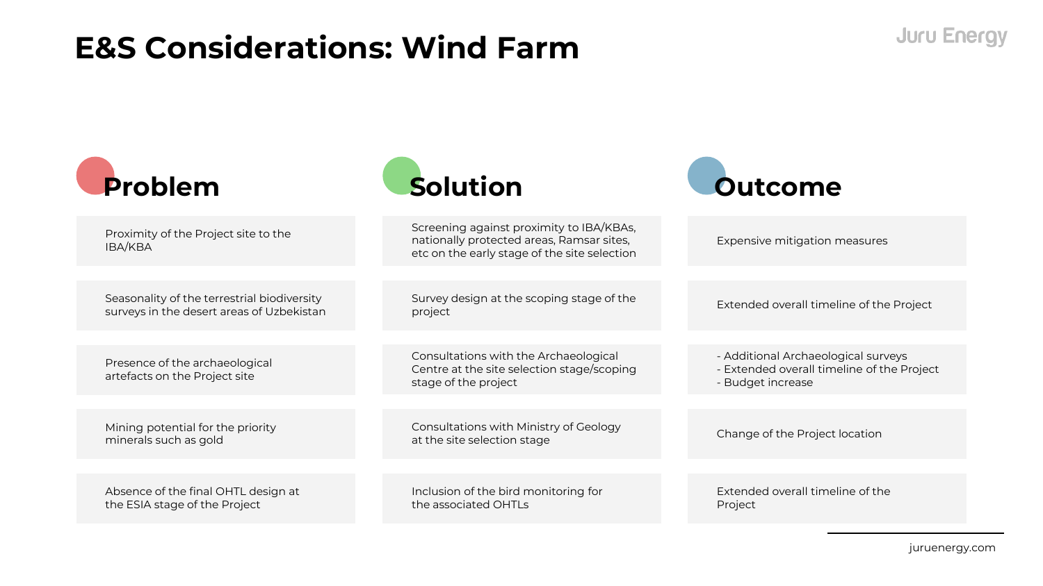# E&S Considerations: Wind Farm

| Problem | Solution | Outcome |
|---|---|---|
| Proximity of the Project site to the IBA/KBA | Screening against proximity to IBA/KBAs, nationally protected areas, Ramsar sites, etc on the early stage of the site selection | Expensive mitigation measures |
| Seasonality of the terrestrial biodiversity surveys in the desert areas of Uzbekistan | Survey design at the scoping stage of the project | Extended overall timeline of the Project |
| Presence of the archaeological artefacts on the Project site | Consultations with the Archaeological Centre at the site selection stage/scoping stage of the project | - Additional Archaeological surveys<br>- Extended overall timeline of the Project<br>- Budget increase |
| Mining potential for the priority minerals such as gold | Consultations with Ministry of Geology at the site selection stage | Change of the Project location |
| Absence of the final OHTL design at the ESIA stage of the Project | Inclusion of the bird monitoring for the associated OHTLs | Extended overall timeline of the Project |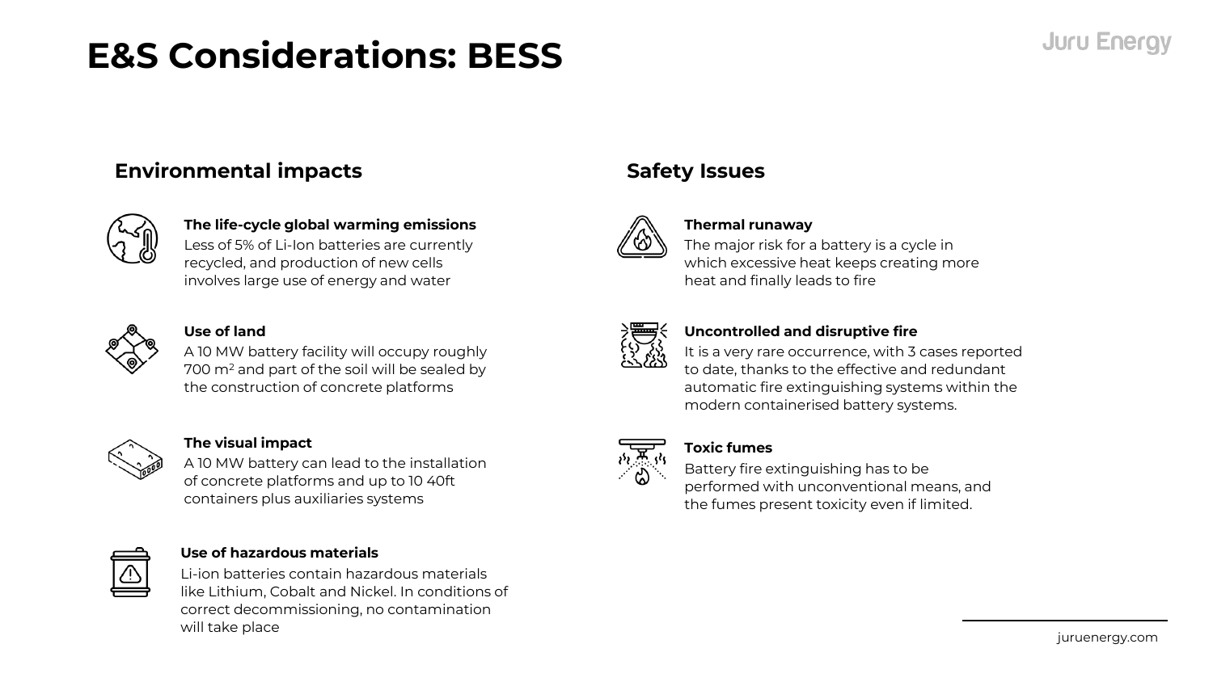# E&S Considerations: BESS

## Environmental impacts

**The life-cycle global warming emissions**
Less of 5% of Li-Ion batteries are currently recycled, and production of new cells involves large use of energy and water

**Use of land**
A 10 MW battery facility will occupy roughly 700 $m^2$ and part of the soil will be sealed by the construction of concrete platforms

**The visual impact**
A 10 MW battery can lead to the installation of concrete platforms and up to 10 40ft containers plus auxiliaries systems

**Use of hazardous materials**
Li-ion batteries contain hazardous materials like Lithium, Cobalt and Nickel. In conditions of correct decommissioning, no contamination will take place

## Safety Issues

**Thermal runaway**
The major risk for a battery is a cycle in which excessive heat keeps creating more heat and finally leads to fire

**Uncontrolled and disruptive fire**
It is a very rare occurrence, with 3 cases reported to date, thanks to the effective and redundant automatic fire extinguishing systems within the modern containerised battery systems.

**Toxic fumes**
Battery fire extinguishing has to be performed with unconventional means, and the fumes present toxicity even if limited.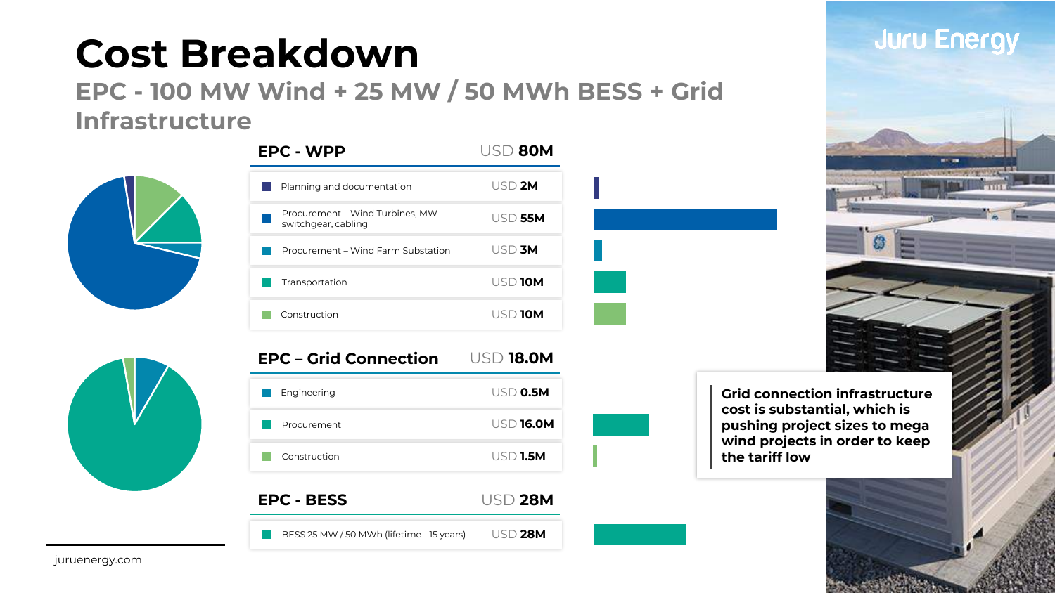# Cost Breakdown

## EPC - 100 MW Wind + 25 MW / 50 MWh BESS + Grid Infrastructure

| EPC - WPP | USD 80M |
|---|---|
| Planning and documentation | USD 2M |
| Procurement – Wind Turbines, MW switchgear, cabling | USD 55M |
| Procurement – Wind Farm Substation | USD 3M |
| Transportation | USD 10M |
| Construction | USD 10M |

| EPC – Grid Connection | USD 18.0M |
|---|---|
| Engineering | USD 0.5M |
| Procurement | USD 16.0M |
| Construction | USD 1.5M |

| EPC - BESS | USD 28M |
|---|---|
| BESS 25 MW / 50 MWh (lifetime - 15 years) | USD 28M |

**Grid connection infrastructure cost is substantial, which is pushing project sizes to mega wind projects in order to keep the tariff low**

juruenergy.com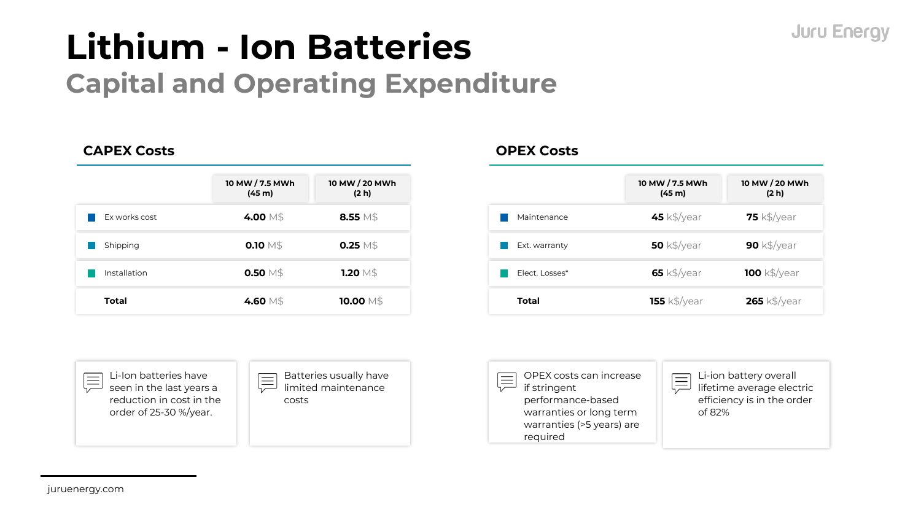# Lithium - Ion Batteries
## Capital and Operating Expenditure

### CAPEX Costs

| | 10 MW / 7.5 MWh (45 m) | 10 MW / 20 MWh (2 h) |
|---|---|---|
| Ex works cost | **4.00** M$ | **8.55** M$ |
| Shipping | **0.10** M$ | **0.25** M$ |
| Installation | **0.50** M$ | **1.20** M$ |
| **Total** | **4.60** M$ | **10.00** M$ |

### OPEX Costs

| | 10 MW / 7.5 MWh (45 m) | 10 MW / 20 MWh (2 h) |
|---|---|---|
| Maintenance | **45** k$/year | **75** k$/year |
| Ext. warranty | **50** k$/year | **90** k$/year |
| Elect. Losses* | **65** k$/year | **100** k$/year |
| **Total** | **155** k$/year | **265** k$/year |

- Li-Ion batteries have seen in the last years a reduction in cost in the order of 25-30 %/year.
- Batteries usually have limited maintenance costs
- OPEX costs can increase if stringent performance-based warranties or long term warranties (>5 years) are required
- Li-ion battery overall lifetime average electric efficiency is in the order of 82%

juruenergy.com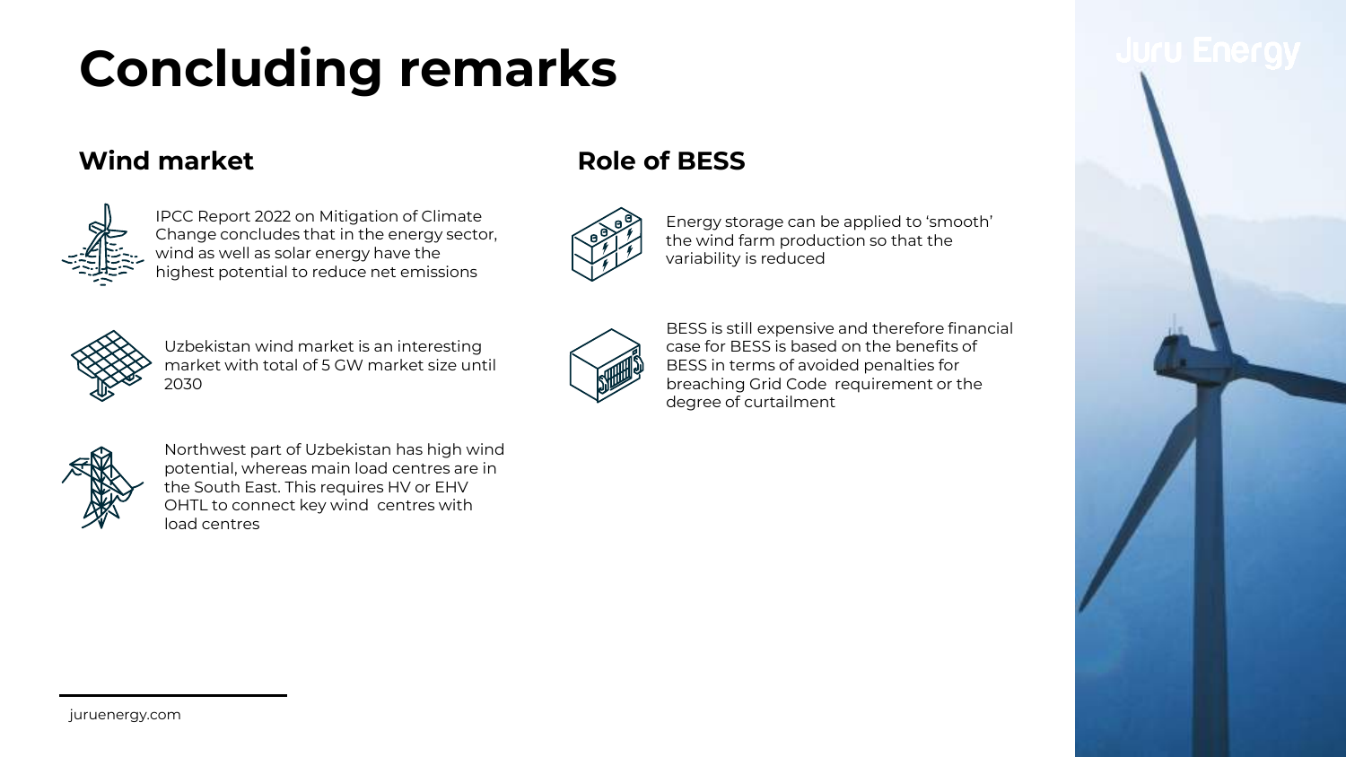# Concluding remarks

## Wind market

IPCC Report 2022 on Mitigation of Climate Change concludes that in the energy sector, wind as well as solar energy have the highest potential to reduce net emissions

Uzbekistan wind market is an interesting market with total of 5 GW market size until 2030

Northwest part of Uzbekistan has high wind potential, whereas main load centres are in the South East. This requires HV or EHV OHTL to connect key wind centres with load centres

## Role of BESS

Energy storage can be applied to 'smooth' the wind farm production so that the variability is reduced

BESS is still expensive and therefore financial case for BESS is based on the benefits of BESS in terms of avoided penalties for breaching Grid Code requirement or the degree of curtailment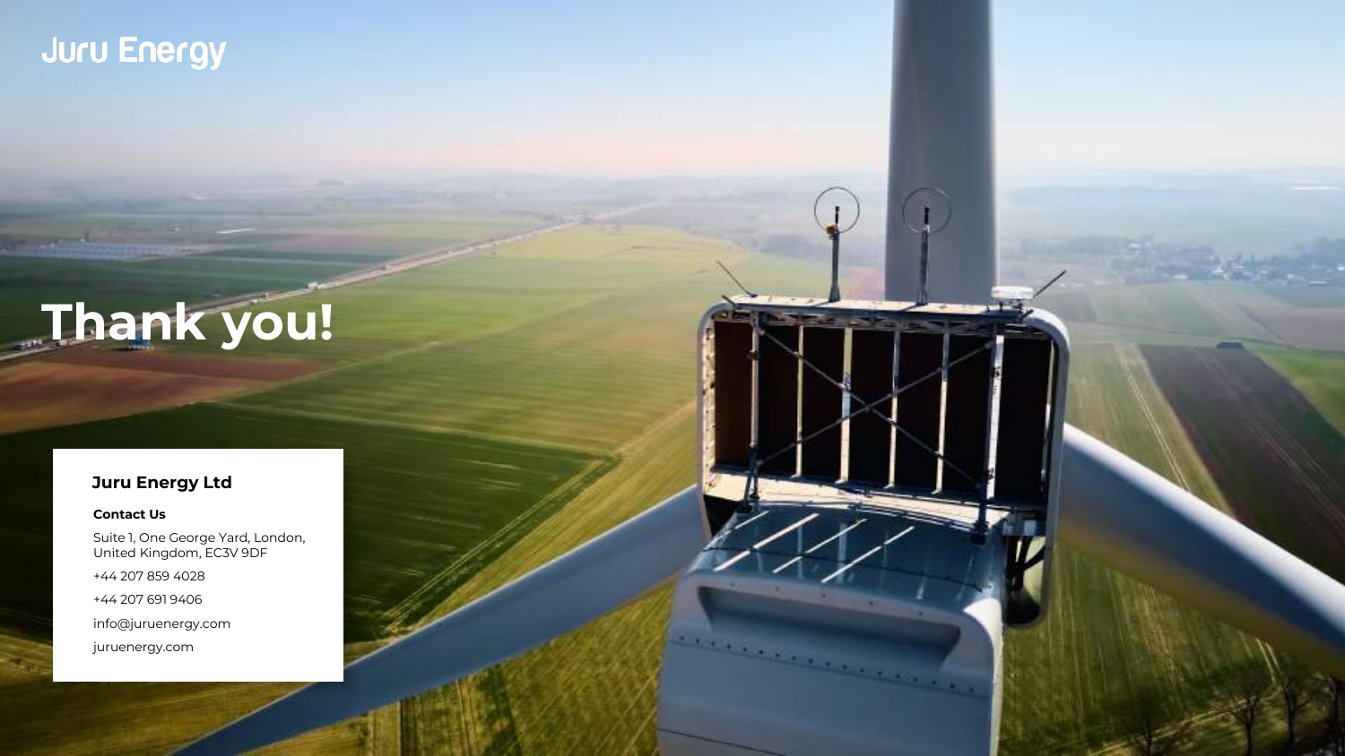Juru Energy

# Thank you!

**Juru Energy Ltd**

**Contact Us**

Suite 1, One George Yard, London, United Kingdom, EC3V 9DF

+44 207 859 4028

+44 207 691 9406

info@juruenergy.com

juruenergy.com